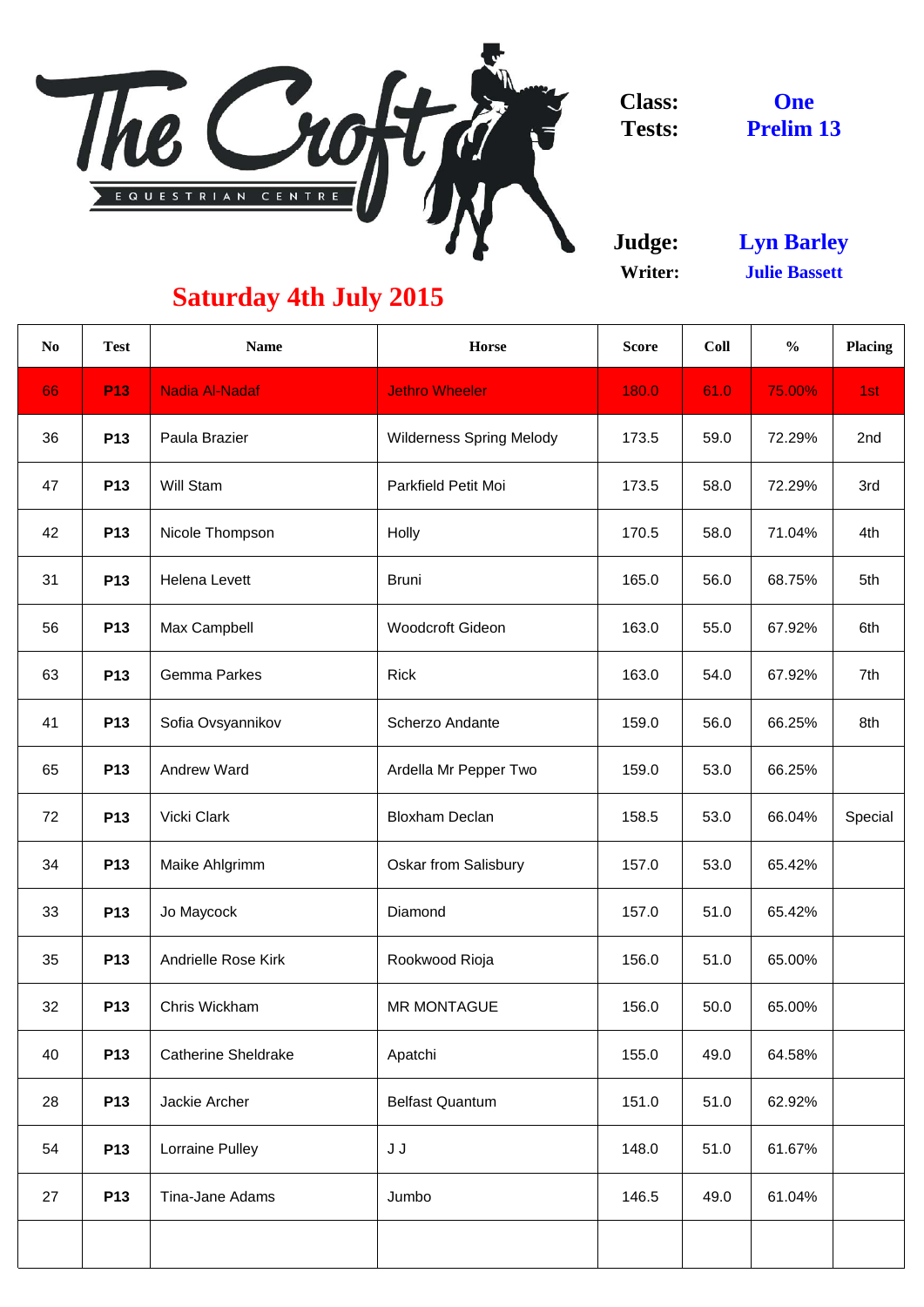The Croft EQUESTRIAN CENTRE

**Class:** One
**Tests:** Prelim 13

**Judge:** Lyn Barley
**Writer:** Julie Bassett

## Saturday 4th July 2015

| No | Test | Name | Horse | Score | Coll | % | Placing |
|---|---|---|---|---|---|---|---|
| 66 | P13 | Nadia Al-Nadaf | Jethro Wheeler | 180.0 | 61.0 | 75.00% | 1st |
| 36 | P13 | Paula Brazier | Wilderness Spring Melody | 173.5 | 59.0 | 72.29% | 2nd |
| 47 | P13 | Will Stam | Parkfield Petit Moi | 173.5 | 58.0 | 72.29% | 3rd |
| 42 | P13 | Nicole Thompson | Holly | 170.5 | 58.0 | 71.04% | 4th |
| 31 | P13 | Helena Levett | Bruni | 165.0 | 56.0 | 68.75% | 5th |
| 56 | P13 | Max Campbell | Woodcroft Gideon | 163.0 | 55.0 | 67.92% | 6th |
| 63 | P13 | Gemma Parkes | Rick | 163.0 | 54.0 | 67.92% | 7th |
| 41 | P13 | Sofia Ovsyannikov | Scherzo Andante | 159.0 | 56.0 | 66.25% | 8th |
| 65 | P13 | Andrew Ward | Ardella Mr Pepper Two | 159.0 | 53.0 | 66.25% | |
| 72 | P13 | Vicki Clark | Bloxham Declan | 158.5 | 53.0 | 66.04% | Special |
| 34 | P13 | Maike Ahlgrimm | Oskar from Salisbury | 157.0 | 53.0 | 65.42% | |
| 33 | P13 | Jo Maycock | Diamond | 157.0 | 51.0 | 65.42% | |
| 35 | P13 | Andrielle Rose Kirk | Rookwood Rioja | 156.0 | 51.0 | 65.00% | |
| 32 | P13 | Chris Wickham | MR MONTAGUE | 156.0 | 50.0 | 65.00% | |
| 40 | P13 | Catherine Sheldrake | Apatchi | 155.0 | 49.0 | 64.58% | |
| 28 | P13 | Jackie Archer | Belfast Quantum | 151.0 | 51.0 | 62.92% | |
| 54 | P13 | Lorraine Pulley | J J | 148.0 | 51.0 | 61.67% | |
| 27 | P13 | Tina-Jane Adams | Jumbo | 146.5 | 49.0 | 61.04% | |
| | | | | | | | |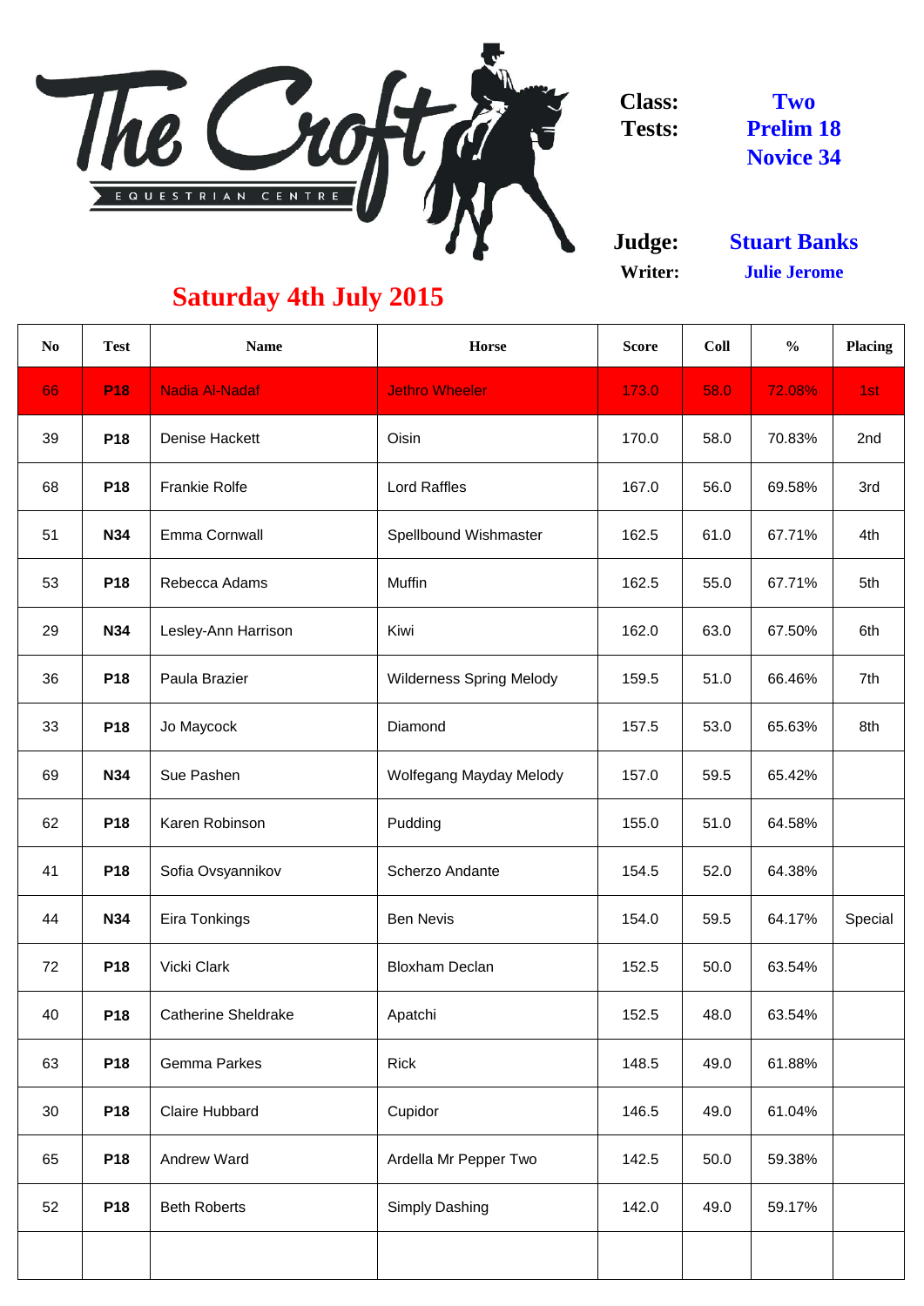**The Croft Equestrian Centre**

| | |
|---|---|
| **Class:** | **Two** |
| **Tests:** | **Prelim 18** |
| | **Novice 34** |
| **Judge:** | **Stuart Banks** |
| **Writer:** | **Julie Jerome** |

## Saturday 4th July 2015

| No | Test | Name | Horse | Score | Coll | % | Placing |
|---|---|---|---|---|---|---|---|
| 66 | **P18** | Nadia Al-Nadaf | Jethro Wheeler | 173.0 | 58.0 | 72.08% | 1st |
| 39 | **P18** | Denise Hackett | Oisin | 170.0 | 58.0 | 70.83% | 2nd |
| 68 | **P18** | Frankie Rolfe | Lord Raffles | 167.0 | 56.0 | 69.58% | 3rd |
| 51 | **N34** | Emma Cornwall | Spellbound Wishmaster | 162.5 | 61.0 | 67.71% | 4th |
| 53 | **P18** | Rebecca Adams | Muffin | 162.5 | 55.0 | 67.71% | 5th |
| 29 | **N34** | Lesley-Ann Harrison | Kiwi | 162.0 | 63.0 | 67.50% | 6th |
| 36 | **P18** | Paula Brazier | Wilderness Spring Melody | 159.5 | 51.0 | 66.46% | 7th |
| 33 | **P18** | Jo Maycock | Diamond | 157.5 | 53.0 | 65.63% | 8th |
| 69 | **N34** | Sue Pashen | Wolfegang Mayday Melody | 157.0 | 59.5 | 65.42% | |
| 62 | **P18** | Karen Robinson | Pudding | 155.0 | 51.0 | 64.58% | |
| 41 | **P18** | Sofia Ovsyannikov | Scherzo Andante | 154.5 | 52.0 | 64.38% | |
| 44 | **N34** | Eira Tonkings | Ben Nevis | 154.0 | 59.5 | 64.17% | Special |
| 72 | **P18** | Vicki Clark | Bloxham Declan | 152.5 | 50.0 | 63.54% | |
| 40 | **P18** | Catherine Sheldrake | Apatchi | 152.5 | 48.0 | 63.54% | |
| 63 | **P18** | Gemma Parkes | Rick | 148.5 | 49.0 | 61.88% | |
| 30 | **P18** | Claire Hubbard | Cupidor | 146.5 | 49.0 | 61.04% | |
| 65 | **P18** | Andrew Ward | Ardella Mr Pepper Two | 142.5 | 50.0 | 59.38% | |
| 52 | **P18** | Beth Roberts | Simply Dashing | 142.0 | 49.0 | 59.17% | |
| | | | | | | | |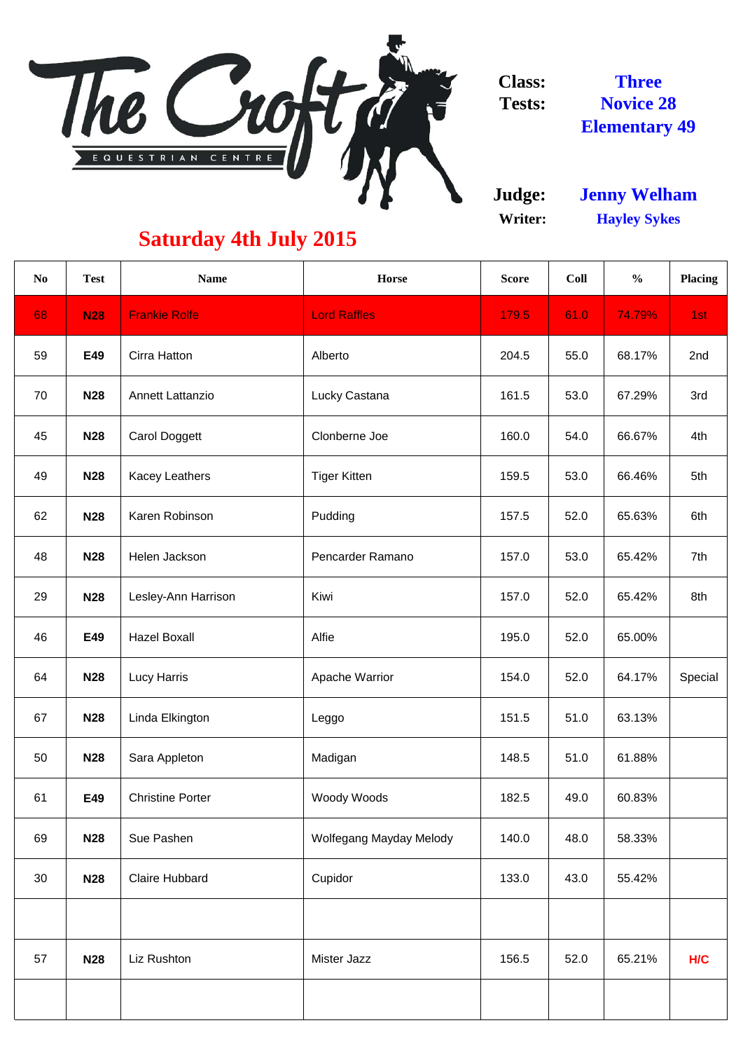The Croft Equestrian Centre

**Class:** Three

**Tests:** Novice 28, Elementary 49

**Judge:** Jenny Welham

**Writer:** Hayley Sykes

## Saturday 4th July 2015

| No | Test | Name | Horse | Score | Coll | % | Placing |
|---|---|---|---|---|---|---|---|
| 68 | **N28** | Frankie Rolfe | Lord Raffles | 179.5 | 61.0 | 74.79% | 1st |
| 59 | **E49** | Cirra Hatton | Alberto | 204.5 | 55.0 | 68.17% | 2nd |
| 70 | **N28** | Annett Lattanzio | Lucky Castana | 161.5 | 53.0 | 67.29% | 3rd |
| 45 | **N28** | Carol Doggett | Clonberne Joe | 160.0 | 54.0 | 66.67% | 4th |
| 49 | **N28** | Kacey Leathers | Tiger Kitten | 159.5 | 53.0 | 66.46% | 5th |
| 62 | **N28** | Karen Robinson | Pudding | 157.5 | 52.0 | 65.63% | 6th |
| 48 | **N28** | Helen Jackson | Pencarder Ramano | 157.0 | 53.0 | 65.42% | 7th |
| 29 | **N28** | Lesley-Ann Harrison | Kiwi | 157.0 | 52.0 | 65.42% | 8th |
| 46 | **E49** | Hazel Boxall | Alfie | 195.0 | 52.0 | 65.00% | |
| 64 | **N28** | Lucy Harris | Apache Warrior | 154.0 | 52.0 | 64.17% | Special |
| 67 | **N28** | Linda Elkington | Leggo | 151.5 | 51.0 | 63.13% | |
| 50 | **N28** | Sara Appleton | Madigan | 148.5 | 51.0 | 61.88% | |
| 61 | **E49** | Christine Porter | Woody Woods | 182.5 | 49.0 | 60.83% | |
| 69 | **N28** | Sue Pashen | Wolfegang Mayday Melody | 140.0 | 48.0 | 58.33% | |
| 30 | **N28** | Claire Hubbard | Cupidor | 133.0 | 43.0 | 55.42% | |
| | | | | | | | |
| 57 | **N28** | Liz Rushton | Mister Jazz | 156.5 | 52.0 | 65.21% | **H/C** |
| | | | | | | | |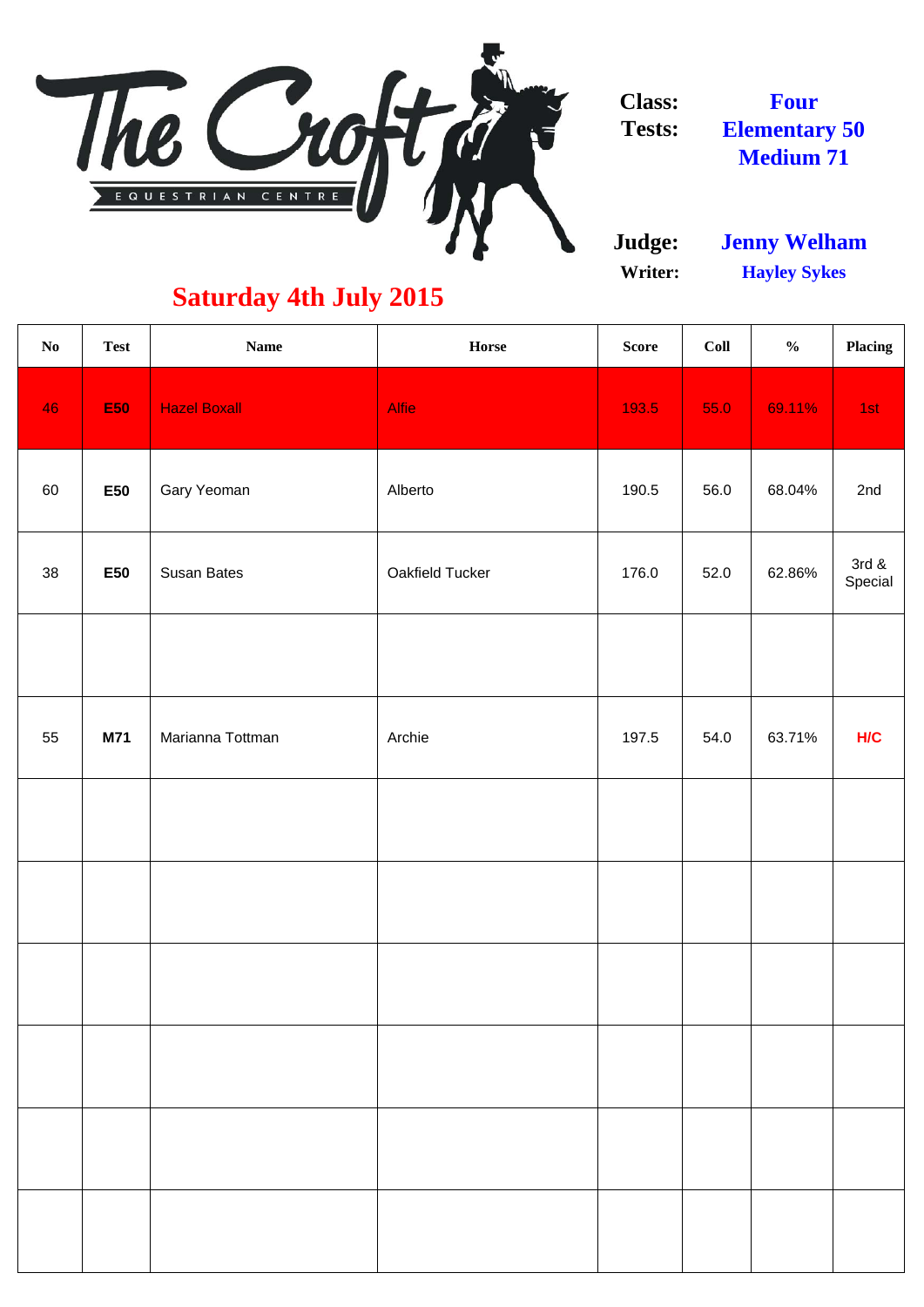The Croft

EQUESTRIAN CENTRE

**Class:** Four

**Tests:** Elementary 50, Medium 71

**Judge:** Jenny Welham

**Writer:** Hayley Sykes

## Saturday 4th July 2015

| No | Test | Name | Horse | Score | Coll | % | Placing |
|---|---|---|---|---|---|---|---|
| 46 | **E50** | Hazel Boxall | Alfie | 193.5 | 55.0 | 69.11% | 1st |
| 60 | **E50** | Gary Yeoman | Alberto | 190.5 | 56.0 | 68.04% | 2nd |
| 38 | **E50** | Susan Bates | Oakfield Tucker | 176.0 | 52.0 | 62.86% | 3rd & Special |
| | | | | | | | |
| 55 | **M71** | Marianna Tottman | Archie | 197.5 | 54.0 | 63.71% | **H/C** |
| | | | | | | | |
| | | | | | | | |
| | | | | | | | |
| | | | | | | | |
| | | | | | | | |
| | | | | | | | |